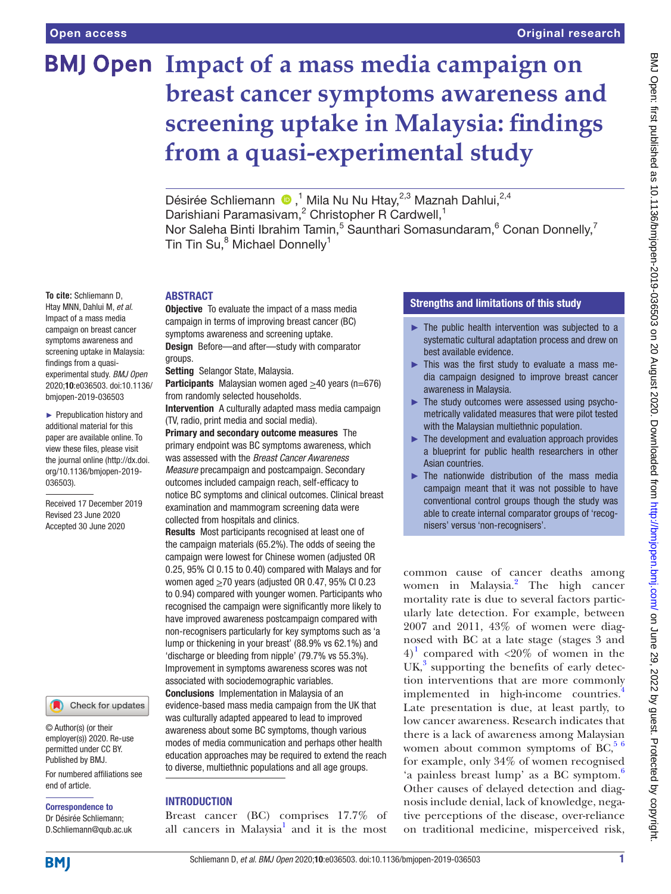Open access

Original research

# Impact of a mass media campaign on breast cancer symptoms awareness and screening uptake in Malaysia: findings from a quasi-experimental study

Désirée Schliemann ,[1] Mila Nu Nu Htay,[2,3] Maznah Dahlui,[2,4] Darishiani Paramasivam,[2] Christopher R Cardwell,[1] Nor Saleha Binti Ibrahim Tamin,[5] Saunthari Somasundaram,[6] Conan Donnelly,[7] Tin Tin Su,[8] Michael Donnelly[1]

**To cite:** Schliemann D, Htay MNN, Dahlui M, *et al*. Impact of a mass media campaign on breast cancer symptoms awareness and screening uptake in Malaysia: findings from a quasi-experimental study. *BMJ Open* 2020;**10**:e036503. doi:10.1136/bmjopen-2019-036503

► Prepublication history and additional material for this paper are available online. To view these files, please visit the journal online (http://dx.doi.org/10.1136/bmjopen-2019-036503).

Received 17 December 2019
Revised 23 June 2020
Accepted 30 June 2020

© Author(s) (or their employer(s)) 2020. Re-use permitted under CC BY. Published by BMJ.

For numbered affiliations see end of article.

**Correspondence to**
Dr Désirée Schliemann;
D.Schliemann@qub.ac.uk

## ABSTRACT

**Objective** To evaluate the impact of a mass media campaign in terms of improving breast cancer (BC) symptoms awareness and screening uptake.

**Design** Before—and after—study with comparator groups.

**Setting** Selangor State, Malaysia.

**Participants** Malaysian women aged ≥40 years (n=676) from randomly selected households.

**Intervention** A culturally adapted mass media campaign (TV, radio, print media and social media).

**Primary and secondary outcome measures** The primary endpoint was BC symptoms awareness, which was assessed with the *Breast Cancer Awareness Measure* precampaign and postcampaign. Secondary outcomes included campaign reach, self-efficacy to notice BC symptoms and clinical outcomes. Clinical breast examination and mammogram screening data were collected from hospitals and clinics.

**Results** Most participants recognised at least one of the campaign materials (65.2%). The odds of seeing the campaign were lowest for Chinese women (adjusted OR 0.25, 95% CI 0.15 to 0.40) compared with Malays and for women aged ≥70 years (adjusted OR 0.47, 95% CI 0.23 to 0.94) compared with younger women. Participants who recognised the campaign were significantly more likely to have improved awareness postcampaign compared with non-recognisers particularly for key symptoms such as 'a lump or thickening in your breast' (88.9% vs 62.1%) and 'discharge or bleeding from nipple' (79.7% vs 55.3%). Improvement in symptoms awareness scores was not associated with sociodemographic variables.

**Conclusions** Implementation in Malaysia of an evidence-based mass media campaign from the UK that was culturally adapted appeared to lead to improved awareness about some BC symptoms, though various modes of media communication and perhaps other health education approaches may be required to extend the reach to diverse, multiethnic populations and all age groups.

### Strengths and limitations of this study

- ► The public health intervention was subjected to a systematic cultural adaptation process and drew on best available evidence.
- ► This was the first study to evaluate a mass media campaign designed to improve breast cancer awareness in Malaysia.
- ► The study outcomes were assessed using psychometrically validated measures that were pilot tested with the Malaysian multiethnic population.
- ► The development and evaluation approach provides a blueprint for public health researchers in other Asian countries.
- ► The nationwide distribution of the mass media campaign meant that it was not possible to have conventional control groups though the study was able to create internal comparator groups of 'recognisers' versus 'non-recognisers'.

## INTRODUCTION

Breast cancer (BC) comprises 17.7% of all cancers in Malaysia[1] and it is the most common cause of cancer deaths among women in Malaysia.[2] The high cancer mortality rate is due to several factors particularly late detection. For example, between 2007 and 2011, 43% of women were diagnosed with BC at a late stage (stages 3 and 4)[1] compared with <20% of women in the UK,[3] supporting the benefits of early detection interventions that are more commonly implemented in high-income countries.[4] Late presentation is due, at least partly, to low cancer awareness. Research indicates that there is a lack of awareness among Malaysian women about common symptoms of BC,[5 6] for example, only 34% of women recognised 'a painless breast lump' as a BC symptom.[6] Other causes of delayed detection and diagnosis include denial, lack of knowledge, negative perceptions of the disease, over-reliance on traditional medicine, misperceived risk,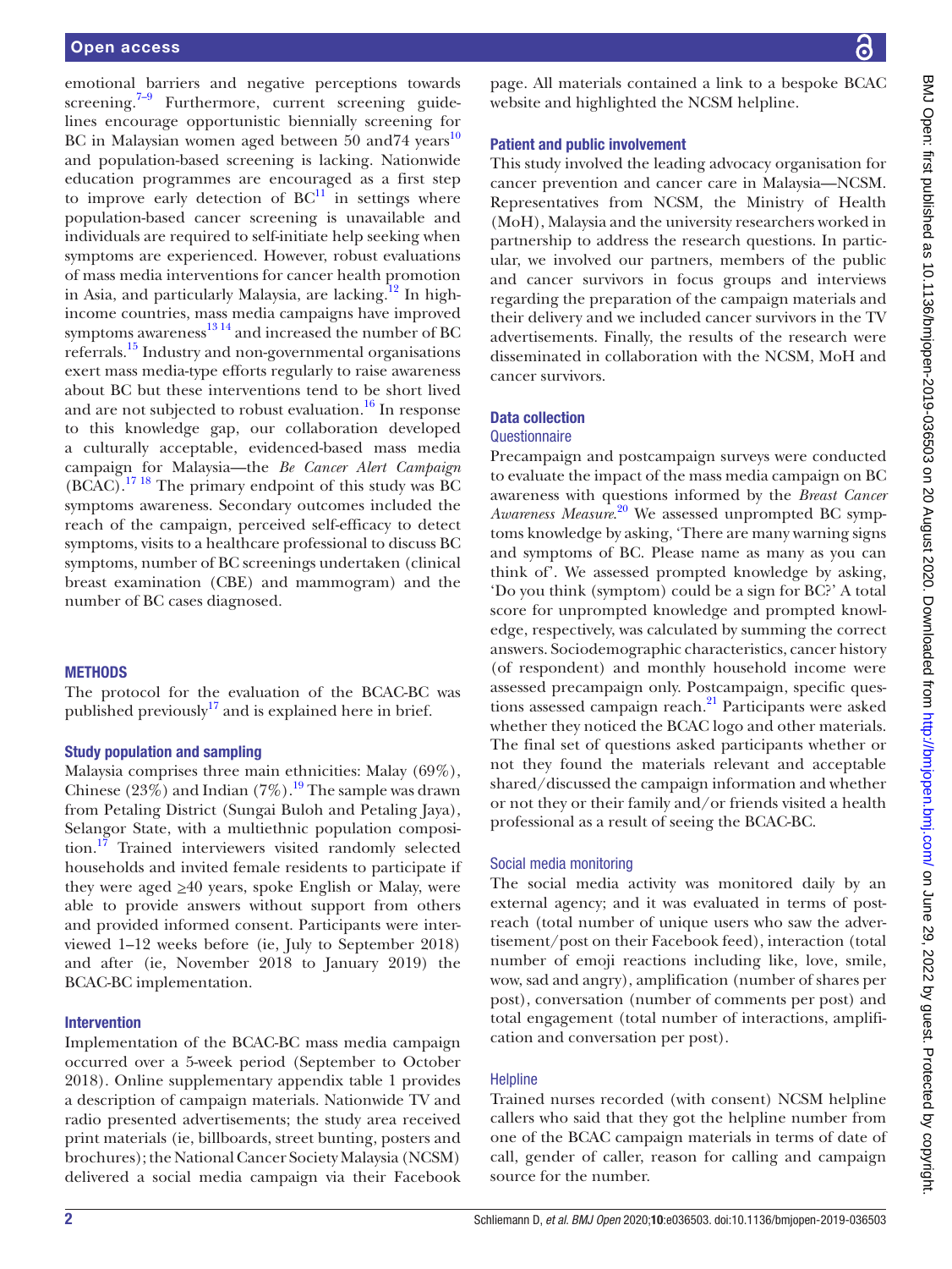emotional barriers and negative perceptions towards screening.[7–9] Furthermore, current screening guidelines encourage opportunistic biennially screening for BC in Malaysian women aged between 50 and74 years[10] and population-based screening is lacking. Nationwide education programmes are encouraged as a first step to improve early detection of BC[11] in settings where population-based cancer screening is unavailable and individuals are required to self-initiate help seeking when symptoms are experienced. However, robust evaluations of mass media interventions for cancer health promotion in Asia, and particularly Malaysia, are lacking.[12] In high-income countries, mass media campaigns have improved symptoms awareness[13 14] and increased the number of BC referrals.[15] Industry and non-governmental organisations exert mass media-type efforts regularly to raise awareness about BC but these interventions tend to be short lived and are not subjected to robust evaluation.[16] In response to this knowledge gap, our collaboration developed a culturally acceptable, evidenced-based mass media campaign for Malaysia—the *Be Cancer Alert Campaign* (BCAC).[17 18] The primary endpoint of this study was BC symptoms awareness. Secondary outcomes included the reach of the campaign, perceived self-efficacy to detect symptoms, visits to a healthcare professional to discuss BC symptoms, number of BC screenings undertaken (clinical breast examination (CBE) and mammogram) and the number of BC cases diagnosed.

## METHODS

The protocol for the evaluation of the BCAC-BC was published previously[17] and is explained here in brief.

### Study population and sampling

Malaysia comprises three main ethnicities: Malay (69%), Chinese (23%) and Indian (7%).[19] The sample was drawn from Petaling District (Sungai Buloh and Petaling Jaya), Selangor State, with a multiethnic population composition.[17] Trained interviewers visited randomly selected households and invited female residents to participate if they were aged ≥40 years, spoke English or Malay, were able to provide answers without support from others and provided informed consent. Participants were interviewed 1–12 weeks before (ie, July to September 2018) and after (ie, November 2018 to January 2019) the BCAC-BC implementation.

### Intervention

Implementation of the BCAC-BC mass media campaign occurred over a 5-week period (September to October 2018). Online supplementary appendix table 1 provides a description of campaign materials. Nationwide TV and radio presented advertisements; the study area received print materials (ie, billboards, street bunting, posters and brochures); the National Cancer Society Malaysia (NCSM) delivered a social media campaign via their Facebook page. All materials contained a link to a bespoke BCAC website and highlighted the NCSM helpline.

### Patient and public involvement

This study involved the leading advocacy organisation for cancer prevention and cancer care in Malaysia—NCSM. Representatives from NCSM, the Ministry of Health (MoH), Malaysia and the university researchers worked in partnership to address the research questions. In particular, we involved our partners, members of the public and cancer survivors in focus groups and interviews regarding the preparation of the campaign materials and their delivery and we included cancer survivors in the TV advertisements. Finally, the results of the research were disseminated in collaboration with the NCSM, MoH and cancer survivors.

### Data collection

#### Questionnaire

Precampaign and postcampaign surveys were conducted to evaluate the impact of the mass media campaign on BC awareness with questions informed by the *Breast Cancer Awareness Measure*.[20] We assessed unprompted BC symptoms knowledge by asking, 'There are many warning signs and symptoms of BC. Please name as many as you can think of'. We assessed prompted knowledge by asking, 'Do you think (symptom) could be a sign for BC?' A total score for unprompted knowledge and prompted knowledge, respectively, was calculated by summing the correct answers. Sociodemographic characteristics, cancer history (of respondent) and monthly household income were assessed precampaign only. Postcampaign, specific questions assessed campaign reach.[21] Participants were asked whether they noticed the BCAC logo and other materials. The final set of questions asked participants whether or not they found the materials relevant and acceptable shared/discussed the campaign information and whether or not they or their family and/or friends visited a health professional as a result of seeing the BCAC-BC.

#### Social media monitoring

The social media activity was monitored daily by an external agency; and it was evaluated in terms of post-reach (total number of unique users who saw the advertisement/post on their Facebook feed), interaction (total number of emoji reactions including like, love, smile, wow, sad and angry), amplification (number of shares per post), conversation (number of comments per post) and total engagement (total number of interactions, amplification and conversation per post).

#### Helpline

Trained nurses recorded (with consent) NCSM helpline callers who said that they got the helpline number from one of the BCAC campaign materials in terms of date of call, gender of caller, reason for calling and campaign source for the number.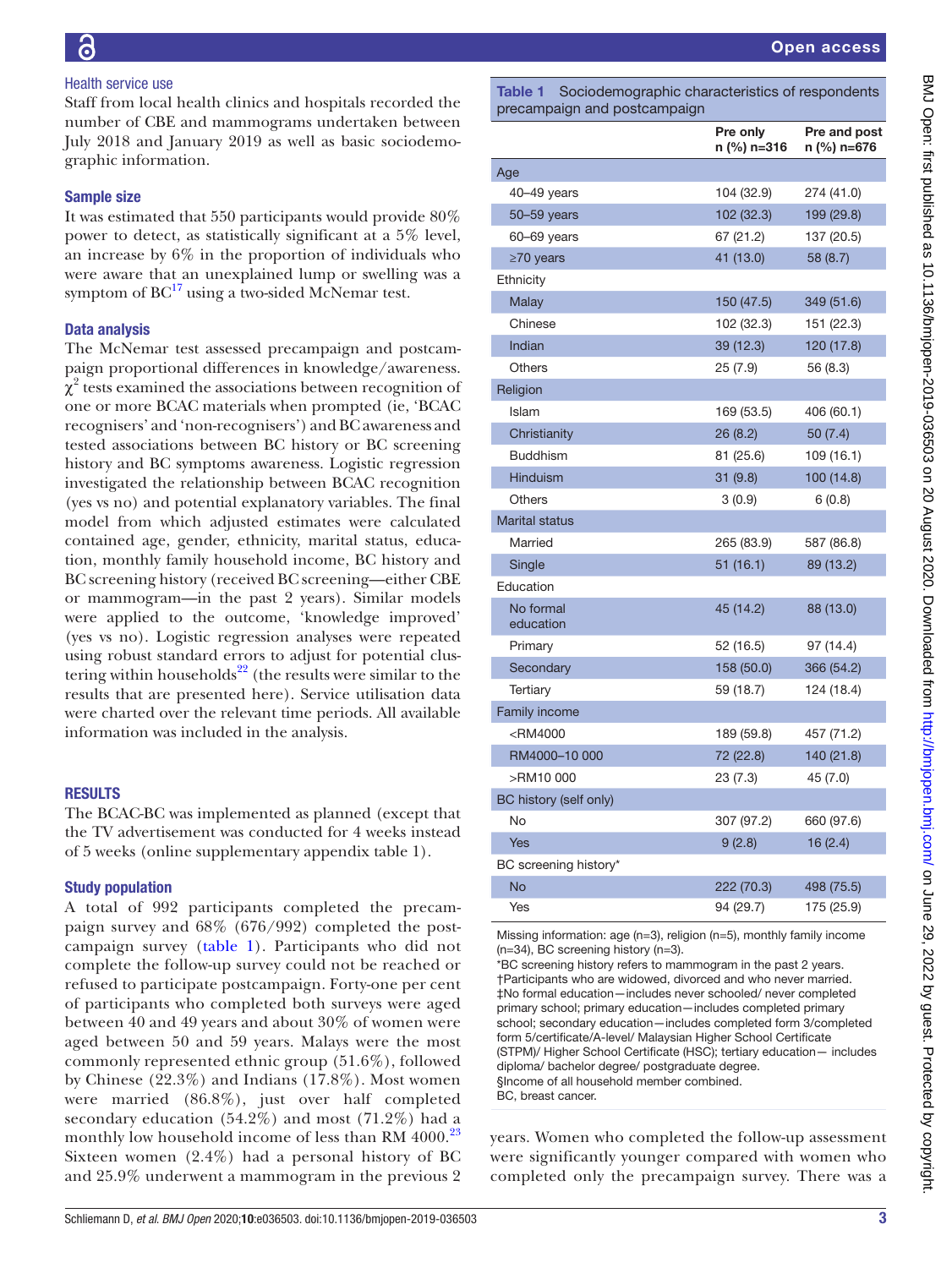### Health service use

Staff from local health clinics and hospitals recorded the number of CBE and mammograms undertaken between July 2018 and January 2019 as well as basic sociodemographic information.

### Sample size

It was estimated that 550 participants would provide 80% power to detect, as statistically significant at a 5% level, an increase by 6% in the proportion of individuals who were aware that an unexplained lump or swelling was a symptom of BC[17] using a two-sided McNemar test.

### Data analysis

The McNemar test assessed precampaign and postcampaign proportional differences in knowledge/awareness. $\chi^2$ tests examined the associations between recognition of one or more BCAC materials when prompted (ie, 'BCAC recognisers' and 'non-recognisers') and BC awareness and tested associations between BC history or BC screening history and BC symptoms awareness. Logistic regression investigated the relationship between BCAC recognition (yes vs no) and potential explanatory variables. The final model from which adjusted estimates were calculated contained age, gender, ethnicity, marital status, education, monthly family household income, BC history and BC screening history (received BC screening—either CBE or mammogram—in the past 2 years). Similar models were applied to the outcome, 'knowledge improved' (yes vs no). Logistic regression analyses were repeated using robust standard errors to adjust for potential clustering within households[22] (the results were similar to the results that are presented here). Service utilisation data were charted over the relevant time periods. All available information was included in the analysis.

## RESULTS

The BCAC-BC was implemented as planned (except that the TV advertisement was conducted for 4 weeks instead of 5 weeks (online supplementary appendix table 1).

### Study population

A total of 992 participants completed the precampaign survey and 68% (676/992) completed the postcampaign survey (table 1). Participants who did not complete the follow-up survey could not be reached or refused to participate postcampaign. Forty-one per cent of participants who completed both surveys were aged between 40 and 49 years and about 30% of women were aged between 50 and 59 years. Malays were the most commonly represented ethnic group (51.6%), followed by Chinese (22.3%) and Indians (17.8%). Most women were married (86.8%), just over half completed secondary education (54.2%) and most (71.2%) had a monthly low household income of less than RM 4000.[23] Sixteen women (2.4%) had a personal history of BC and 25.9% underwent a mammogram in the previous 2 years. Women who completed the follow-up assessment were significantly younger compared with women who completed only the precampaign survey. There was a

**Table 1** Sociodemographic characteristics of respondents precampaign and postcampaign

| | Pre only n (%) n=316 | Pre and post n (%) n=676 |
|---|---|---|
| **Age** | | |
| 40–49 years | 104 (32.9) | 274 (41.0) |
| 50–59 years | 102 (32.3) | 199 (29.8) |
| 60–69 years | 67 (21.2) | 137 (20.5) |
| ≥70 years | 41 (13.0) | 58 (8.7) |
| **Ethnicity** | | |
| Malay | 150 (47.5) | 349 (51.6) |
| Chinese | 102 (32.3) | 151 (22.3) |
| Indian | 39 (12.3) | 120 (17.8) |
| Others | 25 (7.9) | 56 (8.3) |
| **Religion** | | |
| Islam | 169 (53.5) | 406 (60.1) |
| Christianity | 26 (8.2) | 50 (7.4) |
| Buddhism | 81 (25.6) | 109 (16.1) |
| Hinduism | 31 (9.8) | 100 (14.8) |
| Others | 3 (0.9) | 6 (0.8) |
| **Marital status** | | |
| Married | 265 (83.9) | 587 (86.8) |
| Single | 51 (16.1) | 89 (13.2) |
| **Education** | | |
| No formal education | 45 (14.2) | 88 (13.0) |
| Primary | 52 (16.5) | 97 (14.4) |
| Secondary | 158 (50.0) | 366 (54.2) |
| Tertiary | 59 (18.7) | 124 (18.4) |
| **Family income** | | |
| <RM4000 | 189 (59.8) | 457 (71.2) |
| RM4000–10 000 | 72 (22.8) | 140 (21.8) |
| >RM10 000 | 23 (7.3) | 45 (7.0) |
| **BC history (self only)** | | |
| No | 307 (97.2) | 660 (97.6) |
| Yes | 9 (2.8) | 16 (2.4) |
| **BC screening history*** | | |
| No | 222 (70.3) | 498 (75.5) |
| Yes | 94 (29.7) | 175 (25.9) |

Missing information: age (n=3), religion (n=5), monthly family income (n=34), BC screening history (n=3).
*BC screening history refers to mammogram in the past 2 years.
†Participants who are widowed, divorced and who never married.
‡No formal education—includes never schooled/ never completed primary school; primary education—includes completed primary school; secondary education—includes completed form 3/completed form 5/certificate/A-level/ Malaysian Higher School Certificate (STPM)/ Higher School Certificate (HSC); tertiary education— includes diploma/ bachelor degree/ postgraduate degree.
§Income of all household member combined.
BC, breast cancer.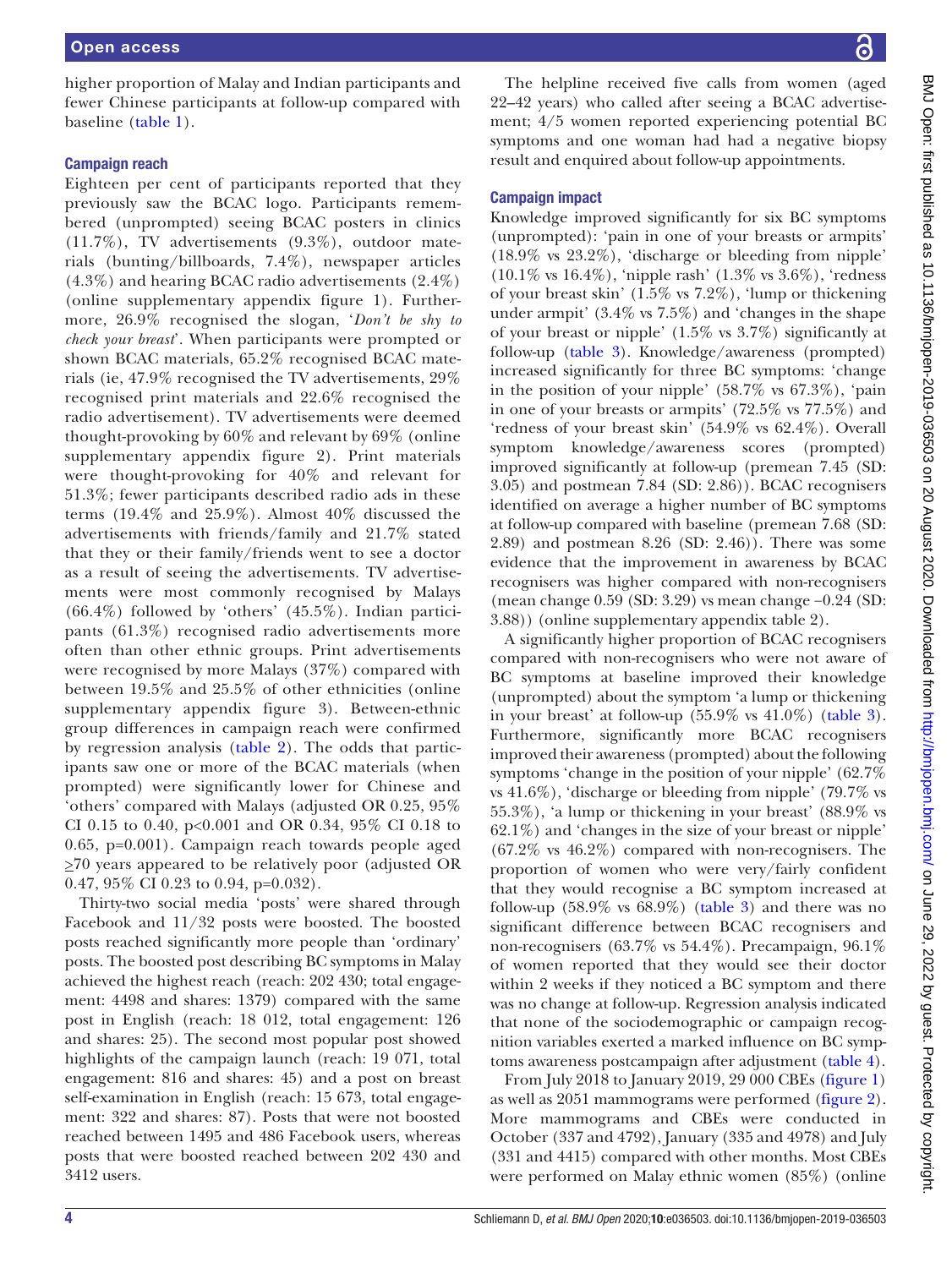higher proportion of Malay and Indian participants and fewer Chinese participants at follow-up compared with baseline (table 1).

### Campaign reach

Eighteen per cent of participants reported that they previously saw the BCAC logo. Participants remembered (unprompted) seeing BCAC posters in clinics (11.7%), TV advertisements (9.3%), outdoor materials (bunting/billboards, 7.4%), newspaper articles (4.3%) and hearing BCAC radio advertisements (2.4%) (online supplementary appendix figure 1). Furthermore, 26.9% recognised the slogan, '*Don't be shy to check your breast*'. When participants were prompted or shown BCAC materials, 65.2% recognised BCAC materials (ie, 47.9% recognised the TV advertisements, 29% recognised print materials and 22.6% recognised the radio advertisement). TV advertisements were deemed thought-provoking by 60% and relevant by 69% (online supplementary appendix figure 2). Print materials were thought-provoking for 40% and relevant for 51.3%; fewer participants described radio ads in these terms (19.4% and 25.9%). Almost 40% discussed the advertisements with friends/family and 21.7% stated that they or their family/friends went to see a doctor as a result of seeing the advertisements. TV advertisements were most commonly recognised by Malays (66.4%) followed by 'others' (45.5%). Indian participants (61.3%) recognised radio advertisements more often than other ethnic groups. Print advertisements were recognised by more Malays (37%) compared with between 19.5% and 25.5% of other ethnicities (online supplementary appendix figure 3). Between-ethnic group differences in campaign reach were confirmed by regression analysis (table 2). The odds that participants saw one or more of the BCAC materials (when prompted) were significantly lower for Chinese and 'others' compared with Malays (adjusted OR 0.25, 95% CI 0.15 to 0.40, p<0.001 and OR 0.34, 95% CI 0.18 to 0.65, p=0.001). Campaign reach towards people aged ≥70 years appeared to be relatively poor (adjusted OR 0.47, 95% CI 0.23 to 0.94, p=0.032).

Thirty-two social media 'posts' were shared through Facebook and 11/32 posts were boosted. The boosted posts reached significantly more people than 'ordinary' posts. The boosted post describing BC symptoms in Malay achieved the highest reach (reach: 202 430; total engagement: 4498 and shares: 1379) compared with the same post in English (reach: 18 012, total engagement: 126 and shares: 25). The second most popular post showed highlights of the campaign launch (reach: 19 071, total engagement: 816 and shares: 45) and a post on breast self-examination in English (reach: 15 673, total engagement: 322 and shares: 87). Posts that were not boosted reached between 1495 and 486 Facebook users, whereas posts that were boosted reached between 202 430 and 3412 users.

The helpline received five calls from women (aged 22–42 years) who called after seeing a BCAC advertisement; 4/5 women reported experiencing potential BC symptoms and one woman had had a negative biopsy result and enquired about follow-up appointments.

### Campaign impact

Knowledge improved significantly for six BC symptoms (unprompted): 'pain in one of your breasts or armpits' (18.9% vs 23.2%), 'discharge or bleeding from nipple' (10.1% vs 16.4%), 'nipple rash' (1.3% vs 3.6%), 'redness of your breast skin' (1.5% vs 7.2%), 'lump or thickening under armpit' (3.4% vs 7.5%) and 'changes in the shape of your breast or nipple' (1.5% vs 3.7%) significantly at follow-up (table 3). Knowledge/awareness (prompted) increased significantly for three BC symptoms: 'change in the position of your nipple' (58.7% vs 67.3%), 'pain in one of your breasts or armpits' (72.5% vs 77.5%) and 'redness of your breast skin' (54.9% vs 62.4%). Overall symptom knowledge/awareness scores (prompted) improved significantly at follow-up (premean 7.45 (SD: 3.05) and postmean 7.84 (SD: 2.86)). BCAC recognisers identified on average a higher number of BC symptoms at follow-up compared with baseline (premean 7.68 (SD: 2.89) and postmean 8.26 (SD: 2.46)). There was some evidence that the improvement in awareness by BCAC recognisers was higher compared with non-recognisers (mean change 0.59 (SD: 3.29) vs mean change −0.24 (SD: 3.88)) (online supplementary appendix table 2).

A significantly higher proportion of BCAC recognisers compared with non-recognisers who were not aware of BC symptoms at baseline improved their knowledge (unprompted) about the symptom 'a lump or thickening in your breast' at follow-up (55.9% vs 41.0%) (table 3). Furthermore, significantly more BCAC recognisers improved their awareness (prompted) about the following symptoms 'change in the position of your nipple' (62.7% vs 41.6%), 'discharge or bleeding from nipple' (79.7% vs 55.3%), 'a lump or thickening in your breast' (88.9% vs 62.1%) and 'changes in the size of your breast or nipple' (67.2% vs 46.2%) compared with non-recognisers. The proportion of women who were very/fairly confident that they would recognise a BC symptom increased at follow-up (58.9% vs 68.9%) (table 3) and there was no significant difference between BCAC recognisers and non-recognisers (63.7% vs 54.4%). Precampaign, 96.1% of women reported that they would see their doctor within 2 weeks if they noticed a BC symptom and there was no change at follow-up. Regression analysis indicated that none of the sociodemographic or campaign recognition variables exerted a marked influence on BC symptoms awareness postcampaign after adjustment (table 4).

From July 2018 to January 2019, 29 000 CBEs (figure 1) as well as 2051 mammograms were performed (figure 2). More mammograms and CBEs were conducted in October (337 and 4792), January (335 and 4978) and July (331 and 4415) compared with other months. Most CBEs were performed on Malay ethnic women (85%) (online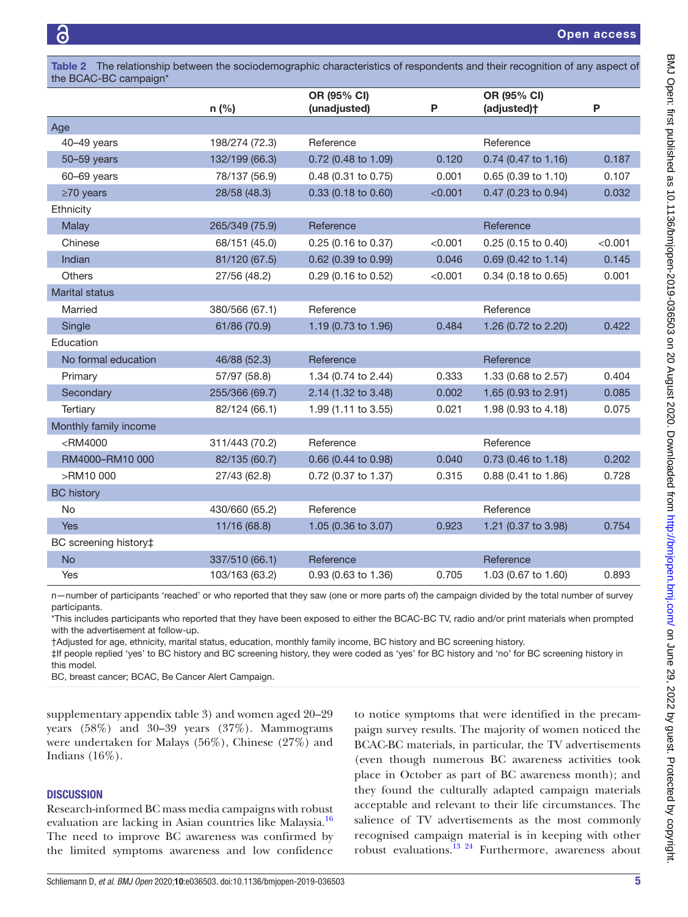**Table 2** The relationship between the sociodemographic characteristics of respondents and their recognition of any aspect of the BCAC-BC campaign*

| | n (%) | OR (95% CI) (unadjusted) | P | OR (95% CI) (adjusted)† | P |
|---|---|---|---|---|---|
| **Age** | | | | | |
| 40–49 years | 198/274 (72.3) | Reference | | Reference | |
| 50–59 years | 132/199 (66.3) | 0.72 (0.48 to 1.09) | 0.120 | 0.74 (0.47 to 1.16) | 0.187 |
| 60–69 years | 78/137 (56.9) | 0.48 (0.31 to 0.75) | 0.001 | 0.65 (0.39 to 1.10) | 0.107 |
| ≥70 years | 28/58 (48.3) | 0.33 (0.18 to 0.60) | <0.001 | 0.47 (0.23 to 0.94) | 0.032 |
| **Ethnicity** | | | | | |
| Malay | 265/349 (75.9) | Reference | | Reference | |
| Chinese | 68/151 (45.0) | 0.25 (0.16 to 0.37) | <0.001 | 0.25 (0.15 to 0.40) | <0.001 |
| Indian | 81/120 (67.5) | 0.62 (0.39 to 0.99) | 0.046 | 0.69 (0.42 to 1.14) | 0.145 |
| Others | 27/56 (48.2) | 0.29 (0.16 to 0.52) | <0.001 | 0.34 (0.18 to 0.65) | 0.001 |
| **Marital status** | | | | | |
| Married | 380/566 (67.1) | Reference | | Reference | |
| Single | 61/86 (70.9) | 1.19 (0.73 to 1.96) | 0.484 | 1.26 (0.72 to 2.20) | 0.422 |
| **Education** | | | | | |
| No formal education | 46/88 (52.3) | Reference | | Reference | |
| Primary | 57/97 (58.8) | 1.34 (0.74 to 2.44) | 0.333 | 1.33 (0.68 to 2.57) | 0.404 |
| Secondary | 255/366 (69.7) | 2.14 (1.32 to 3.48) | 0.002 | 1.65 (0.93 to 2.91) | 0.085 |
| Tertiary | 82/124 (66.1) | 1.99 (1.11 to 3.55) | 0.021 | 1.98 (0.93 to 4.18) | 0.075 |
| **Monthly family income** | | | | | |
| <RM4000 | 311/443 (70.2) | Reference | | Reference | |
| RM4000–RM10 000 | 82/135 (60.7) | 0.66 (0.44 to 0.98) | 0.040 | 0.73 (0.46 to 1.18) | 0.202 |
| >RM10 000 | 27/43 (62.8) | 0.72 (0.37 to 1.37) | 0.315 | 0.88 (0.41 to 1.86) | 0.728 |
| **BC history** | | | | | |
| No | 430/660 (65.2) | Reference | | Reference | |
| Yes | 11/16 (68.8) | 1.05 (0.36 to 3.07) | 0.923 | 1.21 (0.37 to 3.98) | 0.754 |
| **BC screening history‡** | | | | | |
| No | 337/510 (66.1) | Reference | | Reference | |
| Yes | 103/163 (63.2) | 0.93 (0.63 to 1.36) | 0.705 | 1.03 (0.67 to 1.60) | 0.893 |

n—number of participants 'reached' or who reported that they saw (one or more parts of) the campaign divided by the total number of survey participants.
*This includes participants who reported that they have been exposed to either the BCAC-BC TV, radio and/or print materials when prompted with the advertisement at follow-up.
†Adjusted for age, ethnicity, marital status, education, monthly family income, BC history and BC screening history.
‡If people replied 'yes' to BC history and BC screening history, they were coded as 'yes' for BC history and 'no' for BC screening history in this model.
BC, breast cancer; BCAC, Be Cancer Alert Campaign.

supplementary appendix table 3) and women aged 20–29 years (58%) and 30–39 years (37%). Mammograms were undertaken for Malays (56%), Chinese (27%) and Indians (16%).

## DISCUSSION

Research-informed BC mass media campaigns with robust evaluation are lacking in Asian countries like Malaysia.[16] The need to improve BC awareness was confirmed by the limited symptoms awareness and low confidence to notice symptoms that were identified in the precampaign survey results. The majority of women noticed the BCAC-BC materials, in particular, the TV advertisements (even though numerous BC awareness activities took place in October as part of BC awareness month); and they found the culturally adapted campaign materials acceptable and relevant to their life circumstances. The salience of TV advertisements as the most commonly recognised campaign material is in keeping with other robust evaluations.[13 24] Furthermore, awareness about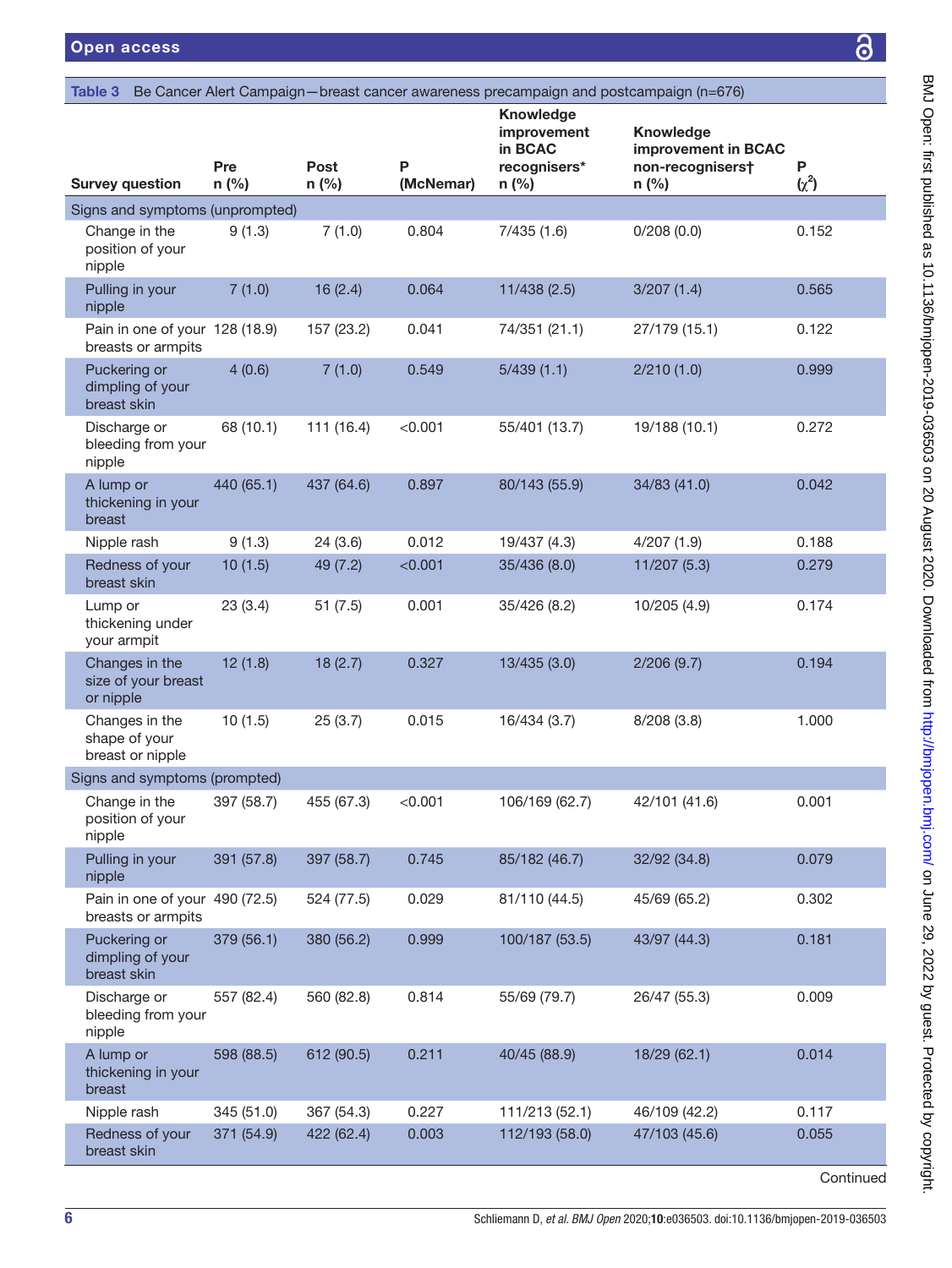**Table 3** Be Cancer Alert Campaign—breast cancer awareness precampaign and postcampaign (n=676)

| Survey question | Pre n (%) | Post n (%) | P (McNemar) | Knowledge improvement in BCAC recognisers* n (%) | Knowledge improvement in BCAC non-recognisers† n (%) | P ($\chi^2$) |
|---|---|---|---|---|---|---|
| **Signs and symptoms (unprompted)** | | | | | | |
| Change in the position of your nipple | 9 (1.3) | 7 (1.0) | 0.804 | 7/435 (1.6) | 0/208 (0.0) | 0.152 |
| Pulling in your nipple | 7 (1.0) | 16 (2.4) | 0.064 | 11/438 (2.5) | 3/207 (1.4) | 0.565 |
| Pain in one of your breasts or armpits | 128 (18.9) | 157 (23.2) | 0.041 | 74/351 (21.1) | 27/179 (15.1) | 0.122 |
| Puckering or dimpling of your breast skin | 4 (0.6) | 7 (1.0) | 0.549 | 5/439 (1.1) | 2/210 (1.0) | 0.999 |
| Discharge or bleeding from your nipple | 68 (10.1) | 111 (16.4) | <0.001 | 55/401 (13.7) | 19/188 (10.1) | 0.272 |
| A lump or thickening in your breast | 440 (65.1) | 437 (64.6) | 0.897 | 80/143 (55.9) | 34/83 (41.0) | 0.042 |
| Nipple rash | 9 (1.3) | 24 (3.6) | 0.012 | 19/437 (4.3) | 4/207 (1.9) | 0.188 |
| Redness of your breast skin | 10 (1.5) | 49 (7.2) | <0.001 | 35/436 (8.0) | 11/207 (5.3) | 0.279 |
| Lump or thickening under your armpit | 23 (3.4) | 51 (7.5) | 0.001 | 35/426 (8.2) | 10/205 (4.9) | 0.174 |
| Changes in the size of your breast or nipple | 12 (1.8) | 18 (2.7) | 0.327 | 13/435 (3.0) | 2/206 (9.7) | 0.194 |
| Changes in the shape of your breast or nipple | 10 (1.5) | 25 (3.7) | 0.015 | 16/434 (3.7) | 8/208 (3.8) | 1.000 |
| **Signs and symptoms (prompted)** | | | | | | |
| Change in the position of your nipple | 397 (58.7) | 455 (67.3) | <0.001 | 106/169 (62.7) | 42/101 (41.6) | 0.001 |
| Pulling in your nipple | 391 (57.8) | 397 (58.7) | 0.745 | 85/182 (46.7) | 32/92 (34.8) | 0.079 |
| Pain in one of your breasts or armpits | 490 (72.5) | 524 (77.5) | 0.029 | 81/110 (44.5) | 45/69 (65.2) | 0.302 |
| Puckering or dimpling of your breast skin | 379 (56.1) | 380 (56.2) | 0.999 | 100/187 (53.5) | 43/97 (44.3) | 0.181 |
| Discharge or bleeding from your nipple | 557 (82.4) | 560 (82.8) | 0.814 | 55/69 (79.7) | 26/47 (55.3) | 0.009 |
| A lump or thickening in your breast | 598 (88.5) | 612 (90.5) | 0.211 | 40/45 (88.9) | 18/29 (62.1) | 0.014 |
| Nipple rash | 345 (51.0) | 367 (54.3) | 0.227 | 111/213 (52.1) | 46/109 (42.2) | 0.117 |
| Redness of your breast skin | 371 (54.9) | 422 (62.4) | 0.003 | 112/193 (58.0) | 47/103 (45.6) | 0.055 |

Continued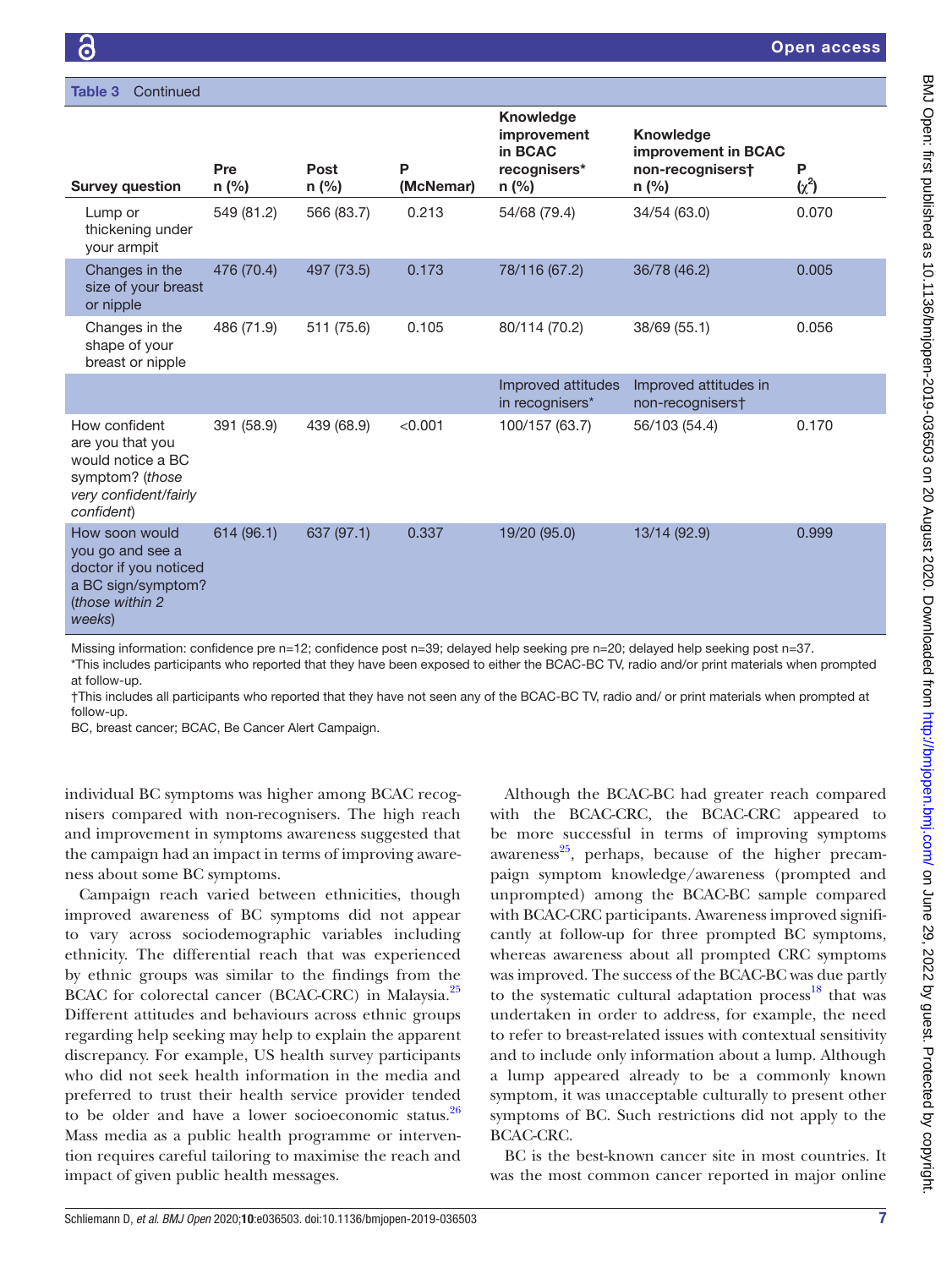Table 3 Continued

| Survey question | Pre n (%) | Post n (%) | P (McNemar) | Knowledge improvement in BCAC recognisers* n (%) | Knowledge improvement in BCAC non-recognisers† n (%) | P ($\chi^2$) |
|---|---|---|---|---|---|---|
| Lump or thickening under your armpit | 549 (81.2) | 566 (83.7) | 0.213 | 54/68 (79.4) | 34/54 (63.0) | 0.070 |
| Changes in the size of your breast or nipple | 476 (70.4) | 497 (73.5) | 0.173 | 78/116 (67.2) | 36/78 (46.2) | 0.005 |
| Changes in the shape of your breast or nipple | 486 (71.9) | 511 (75.6) | 0.105 | 80/114 (70.2) | 38/69 (55.1) | 0.056 |
| | | | | Improved attitudes in recognisers* | Improved attitudes in non-recognisers† | |
| How confident are you that you would notice a BC symptom? (*those very confident/fairly confident*) | 391 (58.9) | 439 (68.9) | <0.001 | 100/157 (63.7) | 56/103 (54.4) | 0.170 |
| How soon would you go and see a doctor if you noticed a BC sign/symptom? (*those within 2 weeks*) | 614 (96.1) | 637 (97.1) | 0.337 | 19/20 (95.0) | 13/14 (92.9) | 0.999 |

Missing information: confidence pre n=12; confidence post n=39; delayed help seeking pre n=20; delayed help seeking post n=37.
*This includes participants who reported that they have been exposed to either the BCAC-BC TV, radio and/or print materials when prompted at follow-up.
†This includes all participants who reported that they have not seen any of the BCAC-BC TV, radio and/ or print materials when prompted at follow-up.
BC, breast cancer; BCAC, Be Cancer Alert Campaign.

individual BC symptoms was higher among BCAC recognisers compared with non-recognisers. The high reach and improvement in symptoms awareness suggested that the campaign had an impact in terms of improving awareness about some BC symptoms.

Campaign reach varied between ethnicities, though improved awareness of BC symptoms did not appear to vary across sociodemographic variables including ethnicity. The differential reach that was experienced by ethnic groups was similar to the findings from the BCAC for colorectal cancer (BCAC-CRC) in Malaysia.[25] Different attitudes and behaviours across ethnic groups regarding help seeking may help to explain the apparent discrepancy. For example, US health survey participants who did not seek health information in the media and preferred to trust their health service provider tended to be older and have a lower socioeconomic status.[26] Mass media as a public health programme or intervention requires careful tailoring to maximise the reach and impact of given public health messages.

Although the BCAC-BC had greater reach compared with the BCAC-CRC, the BCAC-CRC appeared to be more successful in terms of improving symptoms awareness[25], perhaps, because of the higher precampaign symptom knowledge/awareness (prompted and unprompted) among the BCAC-BC sample compared with BCAC-CRC participants. Awareness improved significantly at follow-up for three prompted BC symptoms, whereas awareness about all prompted CRC symptoms was improved. The success of the BCAC-BC was due partly to the systematic cultural adaptation process[18] that was undertaken in order to address, for example, the need to refer to breast-related issues with contextual sensitivity and to include only information about a lump. Although a lump appeared already to be a commonly known symptom, it was unacceptable culturally to present other symptoms of BC. Such restrictions did not apply to the BCAC-CRC.

BC is the best-known cancer site in most countries. It was the most common cancer reported in major online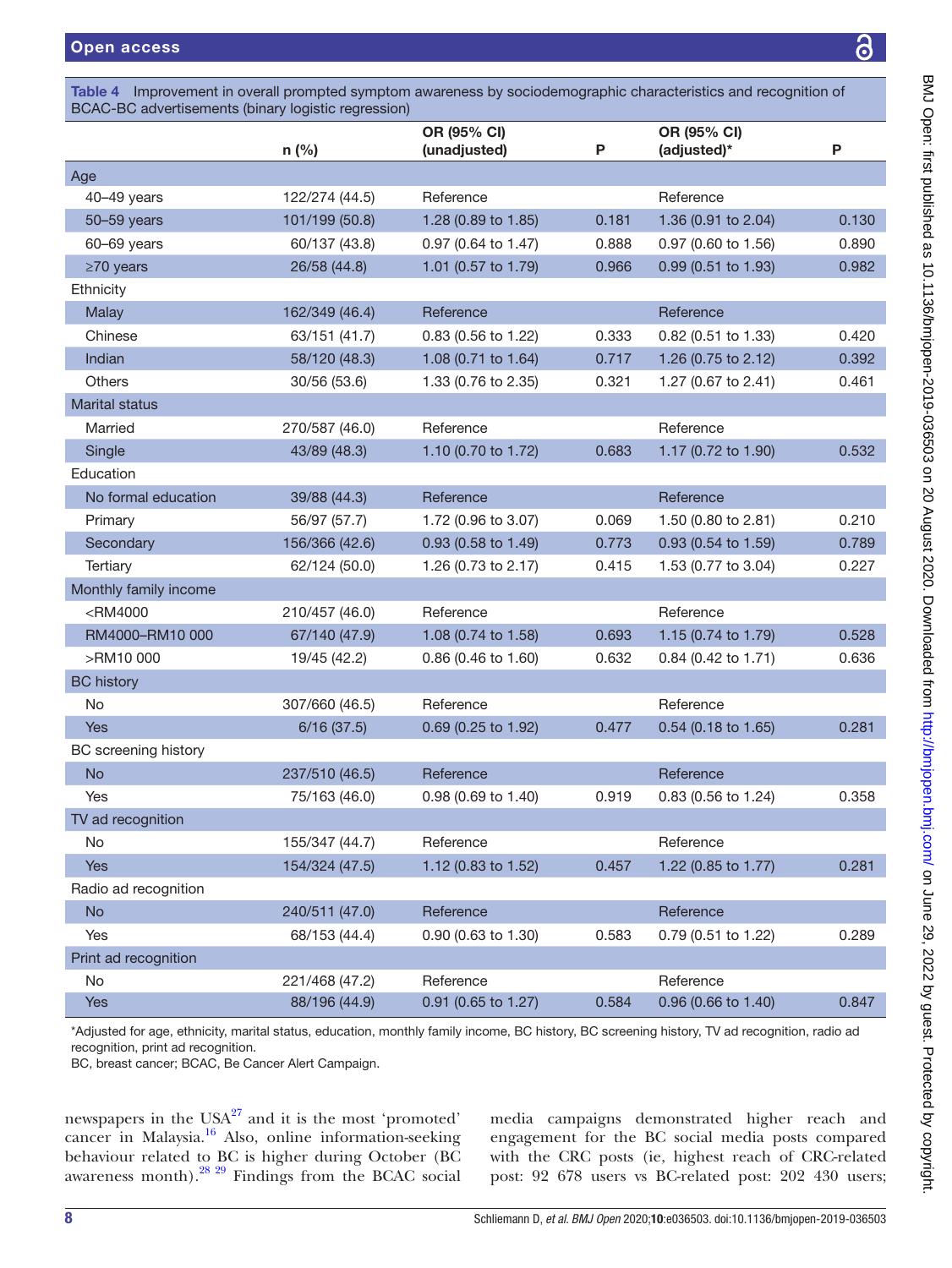**Table 4** Improvement in overall prompted symptom awareness by sociodemographic characteristics and recognition of BCAC-BC advertisements (binary logistic regression)

| | n (%) | OR (95% CI) (unadjusted) | P | OR (95% CI) (adjusted)* | P |
|---|---|---|---|---|---|
| **Age** | | | | | |
| 40–49 years | 122/274 (44.5) | Reference | | Reference | |
| 50–59 years | 101/199 (50.8) | 1.28 (0.89 to 1.85) | 0.181 | 1.36 (0.91 to 2.04) | 0.130 |
| 60–69 years | 60/137 (43.8) | 0.97 (0.64 to 1.47) | 0.888 | 0.97 (0.60 to 1.56) | 0.890 |
| ≥70 years | 26/58 (44.8) | 1.01 (0.57 to 1.79) | 0.966 | 0.99 (0.51 to 1.93) | 0.982 |
| **Ethnicity** | | | | | |
| Malay | 162/349 (46.4) | Reference | | Reference | |
| Chinese | 63/151 (41.7) | 0.83 (0.56 to 1.22) | 0.333 | 0.82 (0.51 to 1.33) | 0.420 |
| Indian | 58/120 (48.3) | 1.08 (0.71 to 1.64) | 0.717 | 1.26 (0.75 to 2.12) | 0.392 |
| Others | 30/56 (53.6) | 1.33 (0.76 to 2.35) | 0.321 | 1.27 (0.67 to 2.41) | 0.461 |
| **Marital status** | | | | | |
| Married | 270/587 (46.0) | Reference | | Reference | |
| Single | 43/89 (48.3) | 1.10 (0.70 to 1.72) | 0.683 | 1.17 (0.72 to 1.90) | 0.532 |
| **Education** | | | | | |
| No formal education | 39/88 (44.3) | Reference | | Reference | |
| Primary | 56/97 (57.7) | 1.72 (0.96 to 3.07) | 0.069 | 1.50 (0.80 to 2.81) | 0.210 |
| Secondary | 156/366 (42.6) | 0.93 (0.58 to 1.49) | 0.773 | 0.93 (0.54 to 1.59) | 0.789 |
| Tertiary | 62/124 (50.0) | 1.26 (0.73 to 2.17) | 0.415 | 1.53 (0.77 to 3.04) | 0.227 |
| **Monthly family income** | | | | | |
| <RM4000 | 210/457 (46.0) | Reference | | Reference | |
| RM4000–RM10 000 | 67/140 (47.9) | 1.08 (0.74 to 1.58) | 0.693 | 1.15 (0.74 to 1.79) | 0.528 |
| >RM10 000 | 19/45 (42.2) | 0.86 (0.46 to 1.60) | 0.632 | 0.84 (0.42 to 1.71) | 0.636 |
| **BC history** | | | | | |
| No | 307/660 (46.5) | Reference | | Reference | |
| Yes | 6/16 (37.5) | 0.69 (0.25 to 1.92) | 0.477 | 0.54 (0.18 to 1.65) | 0.281 |
| **BC screening history** | | | | | |
| No | 237/510 (46.5) | Reference | | Reference | |
| Yes | 75/163 (46.0) | 0.98 (0.69 to 1.40) | 0.919 | 0.83 (0.56 to 1.24) | 0.358 |
| **TV ad recognition** | | | | | |
| No | 155/347 (44.7) | Reference | | Reference | |
| Yes | 154/324 (47.5) | 1.12 (0.83 to 1.52) | 0.457 | 1.22 (0.85 to 1.77) | 0.281 |
| **Radio ad recognition** | | | | | |
| No | 240/511 (47.0) | Reference | | Reference | |
| Yes | 68/153 (44.4) | 0.90 (0.63 to 1.30) | 0.583 | 0.79 (0.51 to 1.22) | 0.289 |
| **Print ad recognition** | | | | | |
| No | 221/468 (47.2) | Reference | | Reference | |
| Yes | 88/196 (44.9) | 0.91 (0.65 to 1.27) | 0.584 | 0.96 (0.66 to 1.40) | 0.847 |

*Adjusted for age, ethnicity, marital status, education, monthly family income, BC history, BC screening history, TV ad recognition, radio ad recognition, print ad recognition.

BC, breast cancer; BCAC, Be Cancer Alert Campaign.

newspapers in the USA[27] and it is the most 'promoted' cancer in Malaysia.[16] Also, online information-seeking behaviour related to BC is higher during October (BC awareness month).[28 29] Findings from the BCAC social media campaigns demonstrated higher reach and engagement for the BC social media posts compared with the CRC posts (ie, highest reach of CRC-related post: 92 678 users vs BC-related post: 202 430 users;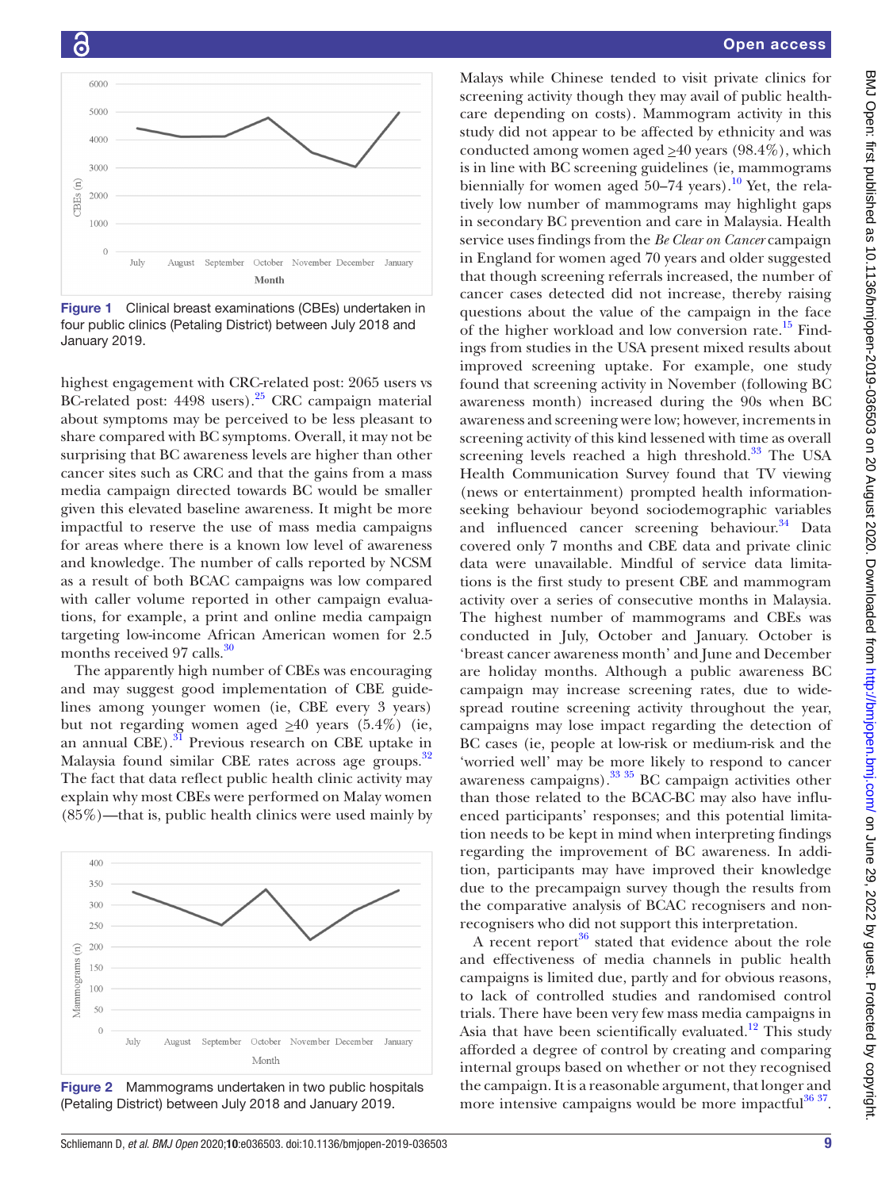Figure 1 Clinical breast examinations (CBEs) undertaken in four public clinics (Petaling District) between July 2018 and January 2019.

highest engagement with CRC-related post: 2065 users vs BC-related post: 4498 users).[25] CRC campaign material about symptoms may be perceived to be less pleasant to share compared with BC symptoms. Overall, it may not be surprising that BC awareness levels are higher than other cancer sites such as CRC and that the gains from a mass media campaign directed towards BC would be smaller given this elevated baseline awareness. It might be more impactful to reserve the use of mass media campaigns for areas where there is a known low level of awareness and knowledge. The number of calls reported by NCSM as a result of both BCAC campaigns was low compared with caller volume reported in other campaign evaluations, for example, a print and online media campaign targeting low-income African American women for 2.5 months received 97 calls.[30]

The apparently high number of CBEs was encouraging and may suggest good implementation of CBE guidelines among younger women (ie, CBE every 3 years) but not regarding women aged ≥40 years (5.4%) (ie, an annual CBE).[31] Previous research on CBE uptake in Malaysia found similar CBE rates across age groups.[32] The fact that data reflect public health clinic activity may explain why most CBEs were performed on Malay women (85%)—that is, public health clinics were used mainly by

Figure 2 Mammograms undertaken in two public hospitals (Petaling District) between July 2018 and January 2019.

Malays while Chinese tended to visit private clinics for screening activity though they may avail of public healthcare depending on costs). Mammogram activity in this study did not appear to be affected by ethnicity and was conducted among women aged ≥40 years (98.4%), which is in line with BC screening guidelines (ie, mammograms biennially for women aged 50–74 years).[10] Yet, the relatively low number of mammograms may highlight gaps in secondary BC prevention and care in Malaysia. Health service uses findings from the *Be Clear on Cancer* campaign in England for women aged 70 years and older suggested that though screening referrals increased, the number of cancer cases detected did not increase, thereby raising questions about the value of the campaign in the face of the higher workload and low conversion rate.[15] Findings from studies in the USA present mixed results about improved screening uptake. For example, one study found that screening activity in November (following BC awareness month) increased during the 90s when BC awareness and screening were low; however, increments in screening activity of this kind lessened with time as overall screening levels reached a high threshold.[33] The USA Health Communication Survey found that TV viewing (news or entertainment) prompted health information-seeking behaviour beyond sociodemographic variables and influenced cancer screening behaviour.[34] Data covered only 7 months and CBE data and private clinic data were unavailable. Mindful of service data limitations is the first study to present CBE and mammogram activity over a series of consecutive months in Malaysia. The highest number of mammograms and CBEs was conducted in July, October and January. October is 'breast cancer awareness month' and June and December are holiday months. Although a public awareness BC campaign may increase screening rates, due to widespread routine screening activity throughout the year, campaigns may lose impact regarding the detection of BC cases (ie, people at low-risk or medium-risk and the 'worried well' may be more likely to respond to cancer awareness campaigns).[33,35] BC campaign activities other than those related to the BCAC-BC may also have influenced participants' responses; and this potential limitation needs to be kept in mind when interpreting findings regarding the improvement of BC awareness. In addition, participants may have improved their knowledge due to the precampaign survey though the results from the comparative analysis of BCAC recognisers and non-recognisers who did not support this interpretation.

A recent report[36] stated that evidence about the role and effectiveness of media channels in public health campaigns is limited due, partly and for obvious reasons, to lack of controlled studies and randomised control trials. There have been very few mass media campaigns in Asia that have been scientifically evaluated.[12] This study afforded a degree of control by creating and comparing internal groups based on whether or not they recognised the campaign. It is a reasonable argument, that longer and more intensive campaigns would be more impactful[36,37].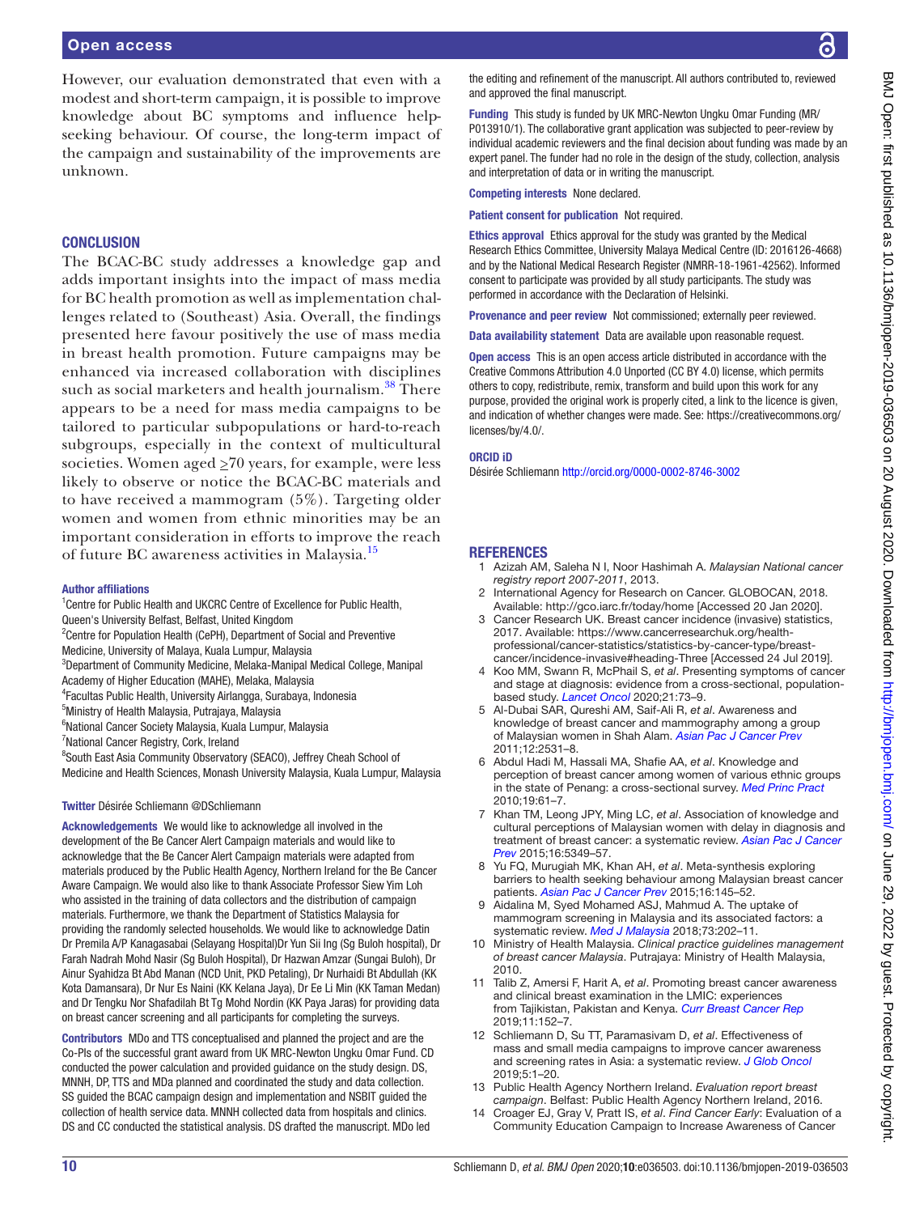However, our evaluation demonstrated that even with a modest and short-term campaign, it is possible to improve knowledge about BC symptoms and influence help-seeking behaviour. Of course, the long-term impact of the campaign and sustainability of the improvements are unknown.

## CONCLUSION

The BCAC-BC study addresses a knowledge gap and adds important insights into the impact of mass media for BC health promotion as well as implementation challenges related to (Southeast) Asia. Overall, the findings presented here favour positively the use of mass media in breast health promotion. Future campaigns may be enhanced via increased collaboration with disciplines such as social marketers and health journalism.[38] There appears to be a need for mass media campaigns to be tailored to particular subpopulations or hard-to-reach subgroups, especially in the context of multicultural societies. Women aged ≥70 years, for example, were less likely to observe or notice the BCAC-BC materials and to have received a mammogram (5%). Targeting older women and women from ethnic minorities may be an important consideration in efforts to improve the reach of future BC awareness activities in Malaysia.[15]

**Author affiliations**

[1]Centre for Public Health and UKCRC Centre of Excellence for Public Health, Queen's University Belfast, Belfast, United Kingdom
[2]Centre for Population Health (CePH), Department of Social and Preventive Medicine, University of Malaya, Kuala Lumpur, Malaysia
[3]Department of Community Medicine, Melaka-Manipal Medical College, Manipal Academy of Higher Education (MAHE), Melaka, Malaysia
[4]Facultas Public Health, University Airlangga, Surabaya, Indonesia
[5]Ministry of Health Malaysia, Putrajaya, Malaysia
[6]National Cancer Society Malaysia, Kuala Lumpur, Malaysia
[7]National Cancer Registry, Cork, Ireland
[8]South East Asia Community Observatory (SEACO), Jeffrey Cheah School of Medicine and Health Sciences, Monash University Malaysia, Kuala Lumpur, Malaysia

**Twitter** Désirée Schliemann @DSchliemann

**Acknowledgements** We would like to acknowledge all involved in the development of the Be Cancer Alert Campaign materials and would like to acknowledge that the Be Cancer Alert Campaign materials were adapted from materials produced by the Public Health Agency, Northern Ireland for the Be Cancer Aware Campaign. We would also like to thank Associate Professor Siew Yim Loh who assisted in the training of data collectors and the distribution of campaign materials. Furthermore, we thank the Department of Statistics Malaysia for providing the randomly selected households. We would like to acknowledge Datin Dr Premila A/P Kanagasabai (Selayang Hospital)Dr Yun Sii Ing (Sg Buloh hospital), Dr Farah Nadrah Mohd Nasir (Sg Buloh Hospital), Dr Hazwan Amzar (Sungai Buloh), Dr Ainur Syahidza Bt Abd Manan (NCD Unit, PKD Petaling), Dr Nurhaidi Bt Abdullah (KK Kota Damansara), Dr Nur Es Naini (KK Kelana Jaya), Dr Ee Li Min (KK Taman Medan) and Dr Tengku Nor Shafadilah Bt Tg Mohd Nordin (KK Paya Jaras) for providing data on breast cancer screening and all participants for completing the surveys.

**Contributors** MDo and TTS conceptualised and planned the project and are the Co-PIs of the successful grant award from UK MRC-Newton Ungku Omar Fund. CD conducted the power calculation and provided guidance on the study design. DS, MNNH, DP, TTS and MDa planned and coordinated the study and data collection. SS guided the BCAC campaign design and implementation and NSBIT guided the collection of health service data. MNNH collected data from hospitals and clinics. DS and CC conducted the statistical analysis. DS drafted the manuscript. MDo led the editing and refinement of the manuscript. All authors contributed to, reviewed and approved the final manuscript.

**Funding** This study is funded by UK MRC-Newton Ungku Omar Funding (MR/P013910/1). The collaborative grant application was subjected to peer-review by individual academic reviewers and the final decision about funding was made by an expert panel. The funder had no role in the design of the study, collection, analysis and interpretation of data or in writing the manuscript.

**Competing interests** None declared.

**Patient consent for publication** Not required.

**Ethics approval** Ethics approval for the study was granted by the Medical Research Ethics Committee, University Malaya Medical Centre (ID: 2016126-4668) and by the National Medical Research Register (NMRR-18-1961-42562). Informed consent to participate was provided by all study participants. The study was performed in accordance with the Declaration of Helsinki.

**Provenance and peer review** Not commissioned; externally peer reviewed.

**Data availability statement** Data are available upon reasonable request.

**Open access** This is an open access article distributed in accordance with the Creative Commons Attribution 4.0 Unported (CC BY 4.0) license, which permits others to copy, redistribute, remix, transform and build upon this work for any purpose, provided the original work is properly cited, a link to the licence is given, and indication of whether changes were made. See: https://creativecommons.org/licenses/by/4.0/.

**ORCID iD**

Désirée Schliemann http://orcid.org/0000-0002-8746-3002

## REFERENCES

1. Azizah AM, Saleha N I, Noor Hashimah A. *Malaysian National cancer registry report 2007-2011*, 2013.
2. International Agency for Research on Cancer. GLOBOCAN, 2018. Available: http://gco.iarc.fr/today/home [Accessed 20 Jan 2020].
3. Cancer Research UK. Breast cancer incidence (invasive) statistics, 2017. Available: https://www.cancerresearchuk.org/health-professional/cancer-statistics/statistics-by-cancer-type/breast-cancer/incidence-invasive#heading-Three [Accessed 24 Jul 2019].
4. Koo MM, Swann R, McPhail S, *et al*. Presenting symptoms of cancer and stage at diagnosis: evidence from a cross-sectional, population-based study. *Lancet Oncol* 2020;21:73–9.
5. Al-Dubai SAR, Qureshi AM, Saif-Ali R, *et al*. Awareness and knowledge of breast cancer and mammography among a group of Malaysian women in Shah Alam. *Asian Pac J Cancer Prev* 2011;12:2531–8.
6. Abdul Hadi M, Hassali MA, Shafie AA, *et al*. Knowledge and perception of breast cancer among women of various ethnic groups in the state of Penang: a cross-sectional survey. *Med Princ Pract* 2010;19:61–7.
7. Khan TM, Leong JPY, Ming LC, *et al*. Association of knowledge and cultural perceptions of Malaysian women with delay in diagnosis and treatment of breast cancer: a systematic review. *Asian Pac J Cancer Prev* 2015;16:5349–57.
8. Yu FQ, Murugiah MK, Khan AH, *et al*. Meta-synthesis exploring barriers to health seeking behaviour among Malaysian breast cancer patients. *Asian Pac J Cancer Prev* 2015;16:145–52.
9. Aidalina M, Syed Mohamed ASJ, Mahmud A. The uptake of mammogram screening in Malaysia and its associated factors: a systematic review. *Med J Malaysia* 2018;73:202–11.
10. Ministry of Health Malaysia. *Clinical practice guidelines management of breast cancer Malaysia*. Putrajaya: Ministry of Health Malaysia, 2010.
11. Talib Z, Amersi F, Harit A, *et al*. Promoting breast cancer awareness and clinical breast examination in the LMIC: experiences from Tajikistan, Pakistan and Kenya. *Curr Breast Cancer Rep* 2019;11:152–7.
12. Schliemann D, Su TT, Paramasivam D, *et al*. Effectiveness of mass and small media campaigns to improve cancer awareness and screening rates in Asia: a systematic review. *J Glob Oncol* 2019;5:1–20.
13. Public Health Agency Northern Ireland. *Evaluation report breast campaign*. Belfast: Public Health Agency Northern Ireland, 2016.
14. Croager EJ, Gray V, Pratt IS, *et al*. *Find Cancer Early*: Evaluation of a Community Education Campaign to Increase Awareness of Cancer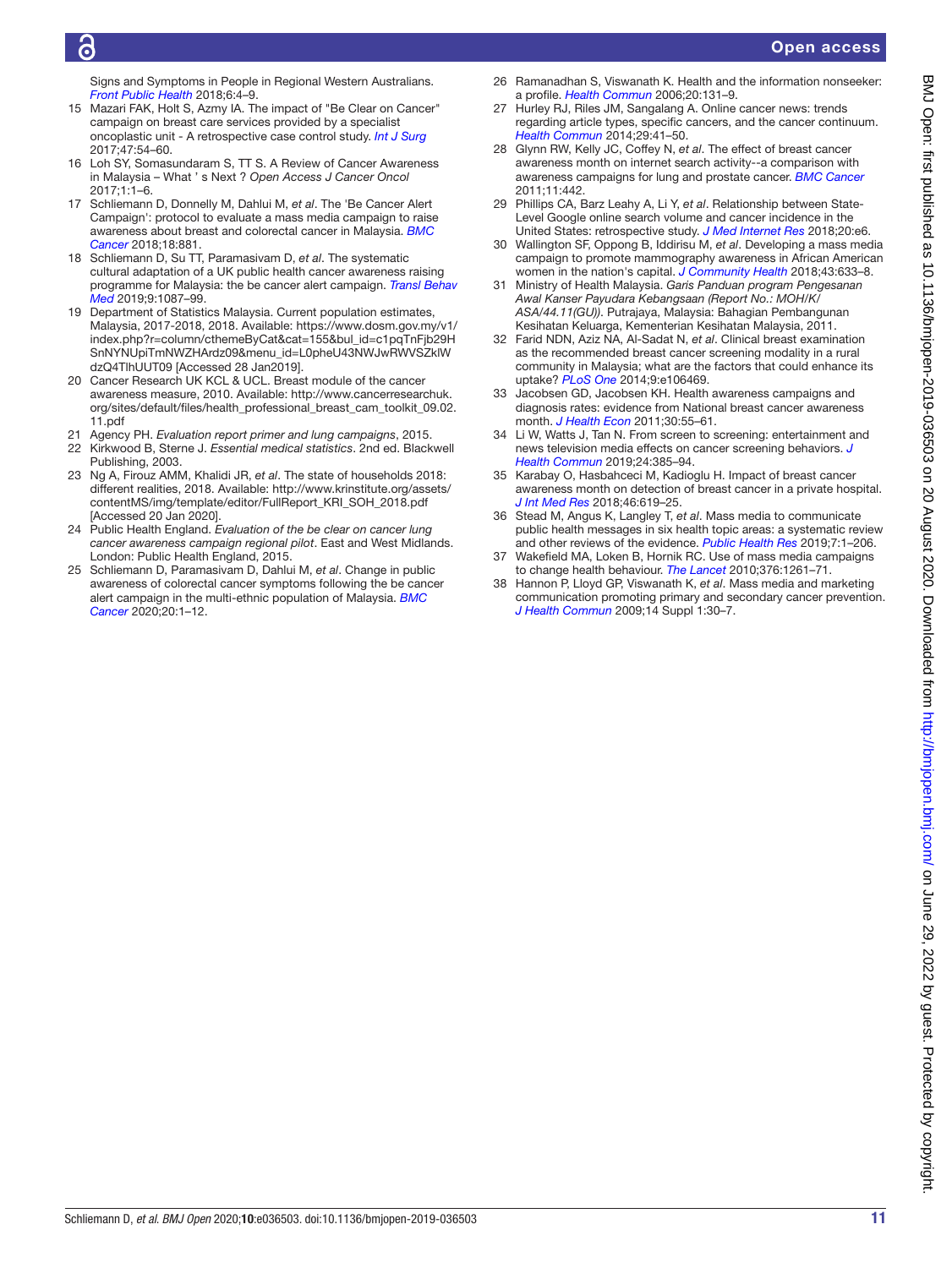Signs and Symptoms in People in Regional Western Australians. *Front Public Health* 2018;6:4–9.

15. Mazari FAK, Holt S, Azmy IA. The impact of "Be Clear on Cancer" campaign on breast care services provided by a specialist oncoplastic unit - A retrospective case control study. *Int J Surg* 2017;47:54–60.
16. Loh SY, Somasundaram S, TT S. A Review of Cancer Awareness in Malaysia – What ' s Next ? *Open Access J Cancer Oncol* 2017;1:1–6.
17. Schliemann D, Donnelly M, Dahlui M, *et al*. The 'Be Cancer Alert Campaign': protocol to evaluate a mass media campaign to raise awareness about breast and colorectal cancer in Malaysia. *BMC Cancer* 2018;18:881.
18. Schliemann D, Su TT, Paramasivam D, *et al*. The systematic cultural adaptation of a UK public health cancer awareness raising programme for Malaysia: the be cancer alert campaign. *Transl Behav Med* 2019;9:1087–99.
19. Department of Statistics Malaysia. Current population estimates, Malaysia, 2017-2018, 2018. Available: https://www.dosm.gov.my/v1/index.php?r=column/cthemeByCat&cat=155&bul_id=c1pqTnFjb29HSnNYNUpiTmNWZHArdz09&menu_id=L0pheU43NWJwRWVSZklWdzQ4TlhUUT09 [Accessed 28 Jan2019].
20. Cancer Research UK KCL & UCL. Breast module of the cancer awareness measure, 2010. Available: http://www.cancerresearchuk.org/sites/default/files/health_professional_breast_cam_toolkit_09.02.11.pdf
21. Agency PH. *Evaluation report primer and lung campaigns*, 2015.
22. Kirkwood B, Sterne J. *Essential medical statistics*. 2nd ed. Blackwell Publishing, 2003.
23. Ng A, Firouz AMM, Khalidi JR, *et al*. The state of households 2018: different realities, 2018. Available: http://www.krinstitute.org/assets/contentMS/img/template/editor/FullReport_KRI_SOH_2018.pdf [Accessed 20 Jan 2020].
24. Public Health England. *Evaluation of the be clear on cancer lung cancer awareness campaign regional pilot*. East and West Midlands. London: Public Health England, 2015.
25. Schliemann D, Paramasivam D, Dahlui M, *et al*. Change in public awareness of colorectal cancer symptoms following the be cancer alert campaign in the multi-ethnic population of Malaysia. *BMC Cancer* 2020;20:1–12.
26. Ramanadhan S, Viswanath K. Health and the information nonseeker: a profile. *Health Commun* 2006;20:131–9.
27. Hurley RJ, Riles JM, Sangalang A. Online cancer news: trends regarding article types, specific cancers, and the cancer continuum. *Health Commun* 2014;29:41–50.
28. Glynn RW, Kelly JC, Coffey N, *et al*. The effect of breast cancer awareness month on internet search activity--a comparison with awareness campaigns for lung and prostate cancer. *BMC Cancer* 2011;11:442.
29. Phillips CA, Barz Leahy A, Li Y, *et al*. Relationship between State-Level Google online search volume and cancer incidence in the United States: retrospective study. *J Med Internet Res* 2018;20:e6.
30. Wallington SF, Oppong B, Iddirisu M, *et al*. Developing a mass media campaign to promote mammography awareness in African American women in the nation's capital. *J Community Health* 2018;43:633–8.
31. Ministry of Health Malaysia. *Garis Panduan program Pengesanan Awal Kanser Payudara Kebangsaan (Report No.: MOH/K/ASA/44.11(GU))*. Putrajaya, Malaysia: Bahagian Pembangunan Kesihatan Keluarga, Kementerian Kesihatan Malaysia, 2011.
32. Farid NDN, Aziz NA, Al-Sadat N, *et al*. Clinical breast examination as the recommended breast cancer screening modality in a rural community in Malaysia; what are the factors that could enhance its uptake? *PLoS One* 2014;9:e106469.
33. Jacobsen GD, Jacobsen KH. Health awareness campaigns and diagnosis rates: evidence from National breast cancer awareness month. *J Health Econ* 2011;30:55–61.
34. Li W, Watts J, Tan N. From screen to screening: entertainment and news television media effects on cancer screening behaviors. *J Health Commun* 2019;24:385–94.
35. Karabay O, Hasbahceci M, Kadioglu H. Impact of breast cancer awareness month on detection of breast cancer in a private hospital. *J Int Med Res* 2018;46:619–25.
36. Stead M, Angus K, Langley T, *et al*. Mass media to communicate public health messages in six health topic areas: a systematic review and other reviews of the evidence. *Public Health Res* 2019;7:1–206.
37. Wakefield MA, Loken B, Hornik RC. Use of mass media campaigns to change health behaviour. *The Lancet* 2010;376:1261–71.
38. Hannon P, Lloyd GP, Viswanath K, *et al*. Mass media and marketing communication promoting primary and secondary cancer prevention. *J Health Commun* 2009;14 Suppl 1:30–7.